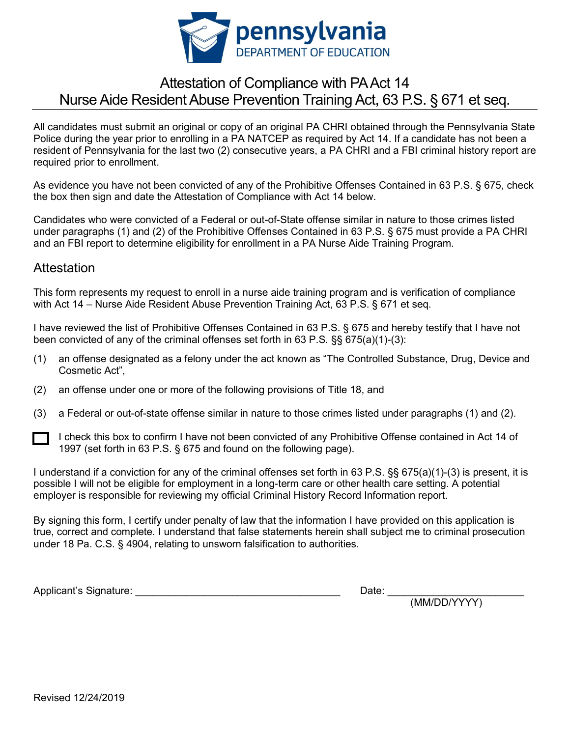pennsylvania
DEPARTMENT OF EDUCATION

# Attestation of Compliance with PA Act 14
# Nurse Aide Resident Abuse Prevention Training Act, 63 P.S. § 671 et seq.

All candidates must submit an original or copy of an original PA CHRI obtained through the Pennsylvania State Police during the year prior to enrolling in a PA NATCEP as required by Act 14. If a candidate has not been a resident of Pennsylvania for the last two (2) consecutive years, a PA CHRI and a FBI criminal history report are required prior to enrollment.

As evidence you have not been convicted of any of the Prohibitive Offenses Contained in 63 P.S. § 675, check the box then sign and date the Attestation of Compliance with Act 14 below.

Candidates who were convicted of a Federal or out-of-State offense similar in nature to those crimes listed under paragraphs (1) and (2) of the Prohibitive Offenses Contained in 63 P.S. § 675 must provide a PA CHRI and an FBI report to determine eligibility for enrollment in a PA Nurse Aide Training Program.

## Attestation

This form represents my request to enroll in a nurse aide training program and is verification of compliance with Act 14 – Nurse Aide Resident Abuse Prevention Training Act, 63 P.S. § 671 et seq.

I have reviewed the list of Prohibitive Offenses Contained in 63 P.S. § 675 and hereby testify that I have not been convicted of any of the criminal offenses set forth in 63 P.S. §§ 675(a)(1)-(3):

(1) an offense designated as a felony under the act known as "The Controlled Substance, Drug, Device and Cosmetic Act",

(2) an offense under one or more of the following provisions of Title 18, and

(3) a Federal or out-of-state offense similar in nature to those crimes listed under paragraphs (1) and (2).

☐ I check this box to confirm I have not been convicted of any Prohibitive Offense contained in Act 14 of 1997 (set forth in 63 P.S. § 675 and found on the following page).

I understand if a conviction for any of the criminal offenses set forth in 63 P.S. §§ 675(a)(1)-(3) is present, it is possible I will not be eligible for employment in a long-term care or other health care setting. A potential employer is responsible for reviewing my official Criminal History Record Information report.

By signing this form, I certify under penalty of law that the information I have provided on this application is true, correct and complete. I understand that false statements herein shall subject me to criminal prosecution under 18 Pa. C.S. § 4904, relating to unsworn falsification to authorities.

Applicant's Signature: ___________________________________ Date: _______________________
(MM/DD/YYYY)

Revised 12/24/2019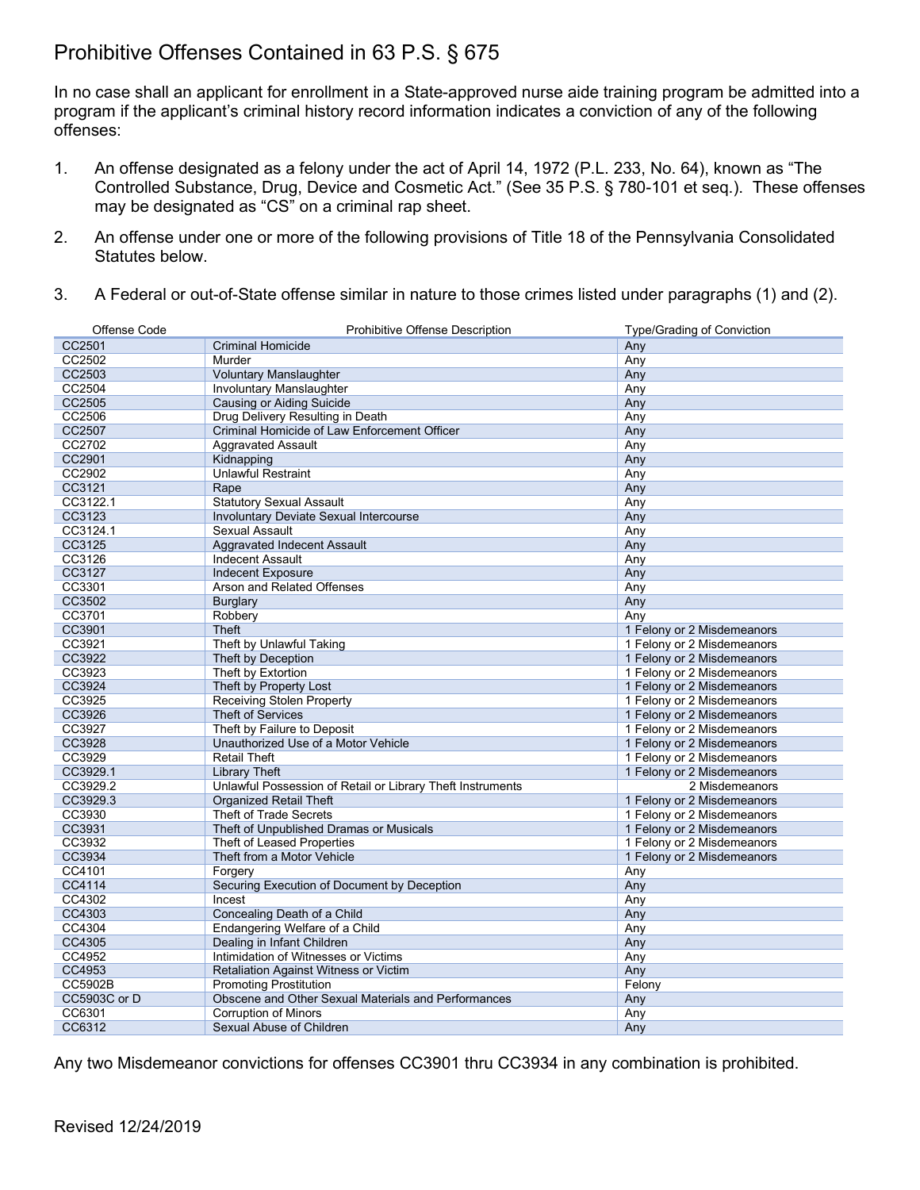# Prohibitive Offenses Contained in 63 P.S. § 675

In no case shall an applicant for enrollment in a State-approved nurse aide training program be admitted into a program if the applicant's criminal history record information indicates a conviction of any of the following offenses:

1. An offense designated as a felony under the act of April 14, 1972 (P.L. 233, No. 64), known as "The Controlled Substance, Drug, Device and Cosmetic Act." (See 35 P.S. § 780-101 et seq.). These offenses may be designated as "CS" on a criminal rap sheet.

2. An offense under one or more of the following provisions of Title 18 of the Pennsylvania Consolidated Statutes below.

3. A Federal or out-of-State offense similar in nature to those crimes listed under paragraphs (1) and (2).

| Offense Code | Prohibitive Offense Description | Type/Grading of Conviction |
|---|---|---|
| CC2501 | Criminal Homicide | Any |
| CC2502 | Murder | Any |
| CC2503 | Voluntary Manslaughter | Any |
| CC2504 | Involuntary Manslaughter | Any |
| CC2505 | Causing or Aiding Suicide | Any |
| CC2506 | Drug Delivery Resulting in Death | Any |
| CC2507 | Criminal Homicide of Law Enforcement Officer | Any |
| CC2702 | Aggravated Assault | Any |
| CC2901 | Kidnapping | Any |
| CC2902 | Unlawful Restraint | Any |
| CC3121 | Rape | Any |
| CC3122.1 | Statutory Sexual Assault | Any |
| CC3123 | Involuntary Deviate Sexual Intercourse | Any |
| CC3124.1 | Sexual Assault | Any |
| CC3125 | Aggravated Indecent Assault | Any |
| CC3126 | Indecent Assault | Any |
| CC3127 | Indecent Exposure | Any |
| CC3301 | Arson and Related Offenses | Any |
| CC3502 | Burglary | Any |
| CC3701 | Robbery | Any |
| CC3901 | Theft | 1 Felony or 2 Misdemeanors |
| CC3921 | Theft by Unlawful Taking | 1 Felony or 2 Misdemeanors |
| CC3922 | Theft by Deception | 1 Felony or 2 Misdemeanors |
| CC3923 | Theft by Extortion | 1 Felony or 2 Misdemeanors |
| CC3924 | Theft by Property Lost | 1 Felony or 2 Misdemeanors |
| CC3925 | Receiving Stolen Property | 1 Felony or 2 Misdemeanors |
| CC3926 | Theft of Services | 1 Felony or 2 Misdemeanors |
| CC3927 | Theft by Failure to Deposit | 1 Felony or 2 Misdemeanors |
| CC3928 | Unauthorized Use of a Motor Vehicle | 1 Felony or 2 Misdemeanors |
| CC3929 | Retail Theft | 1 Felony or 2 Misdemeanors |
| CC3929.1 | Library Theft | 1 Felony or 2 Misdemeanors |
| CC3929.2 | Unlawful Possession of Retail or Library Theft Instruments | 2 Misdemeanors |
| CC3929.3 | Organized Retail Theft | 1 Felony or 2 Misdemeanors |
| CC3930 | Theft of Trade Secrets | 1 Felony or 2 Misdemeanors |
| CC3931 | Theft of Unpublished Dramas or Musicals | 1 Felony or 2 Misdemeanors |
| CC3932 | Theft of Leased Properties | 1 Felony or 2 Misdemeanors |
| CC3934 | Theft from a Motor Vehicle | 1 Felony or 2 Misdemeanors |
| CC4101 | Forgery | Any |
| CC4114 | Securing Execution of Document by Deception | Any |
| CC4302 | Incest | Any |
| CC4303 | Concealing Death of a Child | Any |
| CC4304 | Endangering Welfare of a Child | Any |
| CC4305 | Dealing in Infant Children | Any |
| CC4952 | Intimidation of Witnesses or Victims | Any |
| CC4953 | Retaliation Against Witness or Victim | Any |
| CC5902B | Promoting Prostitution | Felony |
| CC5903C or D | Obscene and Other Sexual Materials and Performances | Any |
| CC6301 | Corruption of Minors | Any |
| CC6312 | Sexual Abuse of Children | Any |

Any two Misdemeanor convictions for offenses CC3901 thru CC3934 in any combination is prohibited.

Revised 12/24/2019